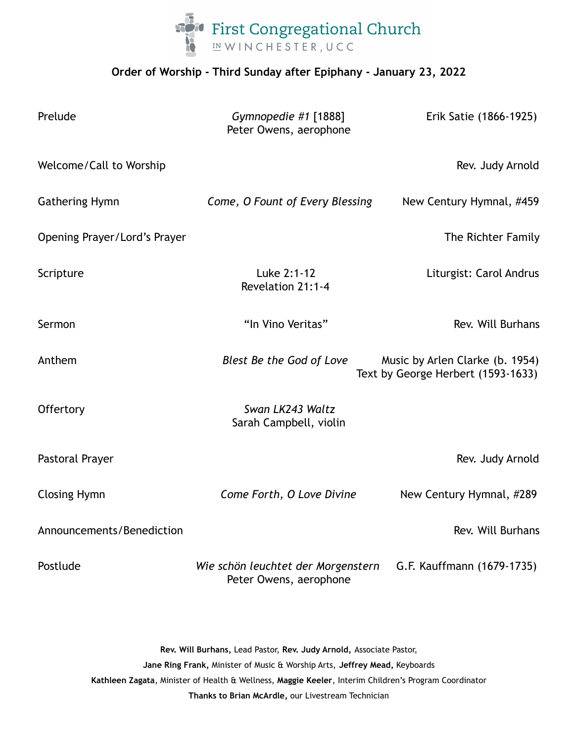# First Congregational Church in Winchester, UCC

## Order of Worship - Third Sunday after Epiphany - January 23, 2022

| | | |
|---|---|---|
| Prelude | *Gymnopedie #1* [1888]<br>Peter Owens, aerophone | Erik Satie (1866-1925) |
| Welcome/Call to Worship | | Rev. Judy Arnold |
| Gathering Hymn | *Come, O Fount of Every Blessing* | New Century Hymnal, #459 |
| Opening Prayer/Lord's Prayer | | The Richter Family |
| Scripture | Luke 2:1-12<br>Revelation 21:1-4 | Liturgist: Carol Andrus |
| Sermon | "In Vino Veritas" | Rev. Will Burhans |
| Anthem | *Blest Be the God of Love* | Music by Arlen Clarke (b. 1954)<br>Text by George Herbert (1593-1633) |
| Offertory | *Swan LK243 Waltz*<br>Sarah Campbell, violin | |
| Pastoral Prayer | | Rev. Judy Arnold |
| Closing Hymn | *Come Forth, O Love Divine* | New Century Hymnal, #289 |
| Announcements/Benediction | | Rev. Will Burhans |
| Postlude | *Wie schön leuchtet der Morgenstern*<br>Peter Owens, aerophone | G.F. Kauffmann (1679-1735) |

**Rev. Will Burhans,** Lead Pastor, **Rev. Judy Arnold,** Associate Pastor,
**Jane Ring Frank,** Minister of Music & Worship Arts, **Jeffrey Mead,** Keyboards
**Kathleen Zagata**, Minister of Health & Wellness, **Maggie Keeler**, Interim Children's Program Coordinator
**Thanks to Brian McArdle,** our Livestream Technician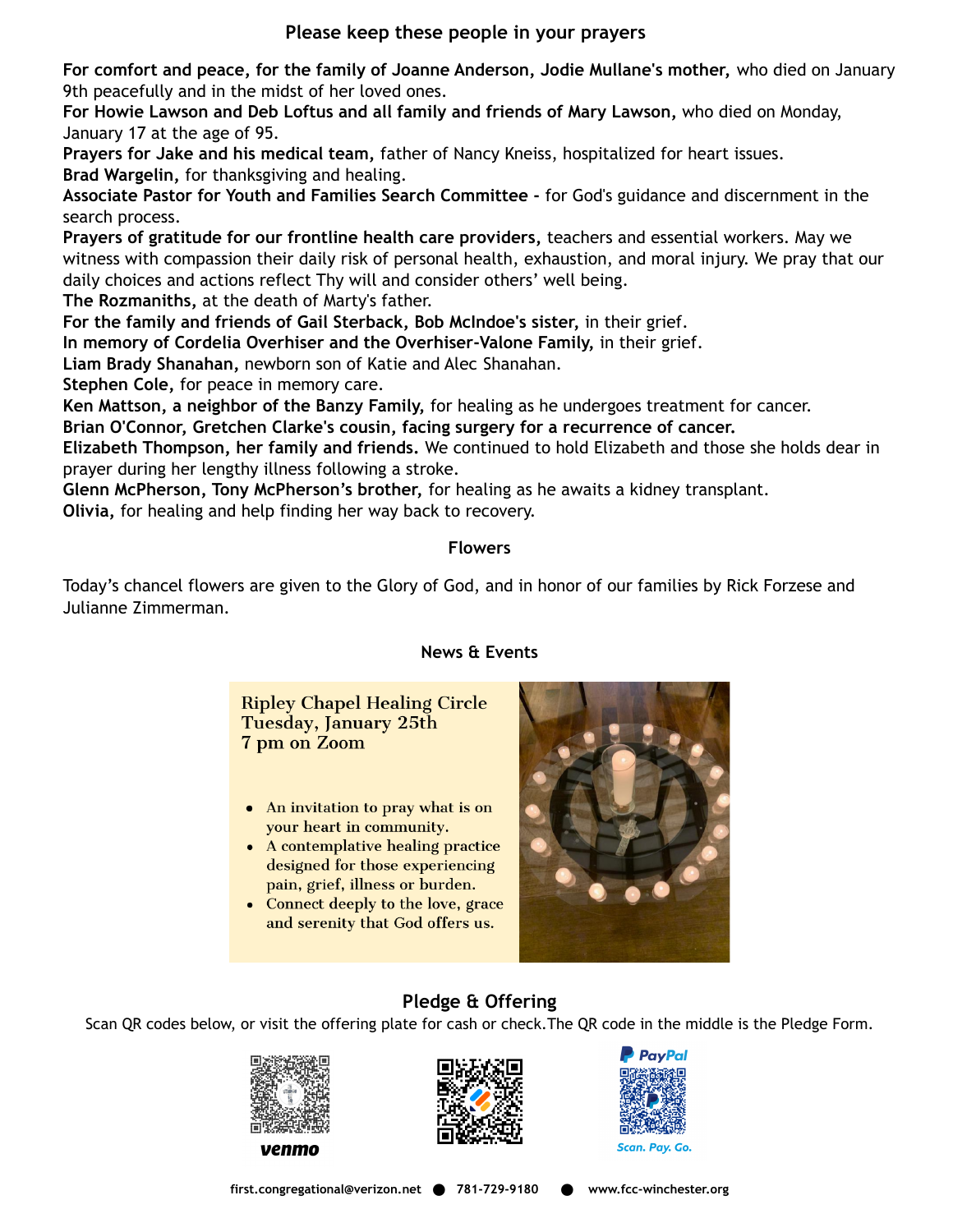## Please keep these people in your prayers

**For comfort and peace, for the family of Joanne Anderson, Jodie Mullane's mother,** who died on January 9th peacefully and in the midst of her loved ones.

**For Howie Lawson and Deb Loftus and all family and friends of Mary Lawson,** who died on Monday, January 17 at the age of 95.

**Prayers for Jake and his medical team,** father of Nancy Kneiss, hospitalized for heart issues.

**Brad Wargelin,** for thanksgiving and healing.

**Associate Pastor for Youth and Families Search Committee -** for God's guidance and discernment in the search process.

**Prayers of gratitude for our frontline health care providers,** teachers and essential workers. May we witness with compassion their daily risk of personal health, exhaustion, and moral injury. We pray that our daily choices and actions reflect Thy will and consider others' well being.

**The Rozmaniths,** at the death of Marty's father.

**For the family and friends of Gail Sterback, Bob McIndoe's sister,** in their grief.

**In memory of Cordelia Overhiser and the Overhiser-Valone Family,** in their grief.

**Liam Brady Shanahan,** newborn son of Katie and Alec Shanahan.

**Stephen Cole,** for peace in memory care.

**Ken Mattson, a neighbor of the Banzy Family,** for healing as he undergoes treatment for cancer.

**Brian O'Connor, Gretchen Clarke's cousin, facing surgery for a recurrence of cancer.**

**Elizabeth Thompson, her family and friends.** We continued to hold Elizabeth and those she holds dear in prayer during her lengthy illness following a stroke.

**Glenn McPherson, Tony McPherson's brother,** for healing as he awaits a kidney transplant.

**Olivia,** for healing and help finding her way back to recovery.

## Flowers

Today's chancel flowers are given to the Glory of God, and in honor of our families by Rick Forzese and Julianne Zimmerman.

## News & Events

Ripley Chapel Healing Circle
Tuesday, January 25th
7 pm on Zoom

- An invitation to pray what is on your heart in community.
- A contemplative healing practice designed for those experiencing pain, grief, illness or burden.
- Connect deeply to the love, grace and serenity that God offers us.

## Pledge & Offering

Scan QR codes below, or visit the offering plate for cash or check. The QR code in the middle is the Pledge Form.

venmo

PayPal

Scan. Pay. Go.

first.congregational@verizon.net ● 781-729-9180 ● www.fcc-winchester.org